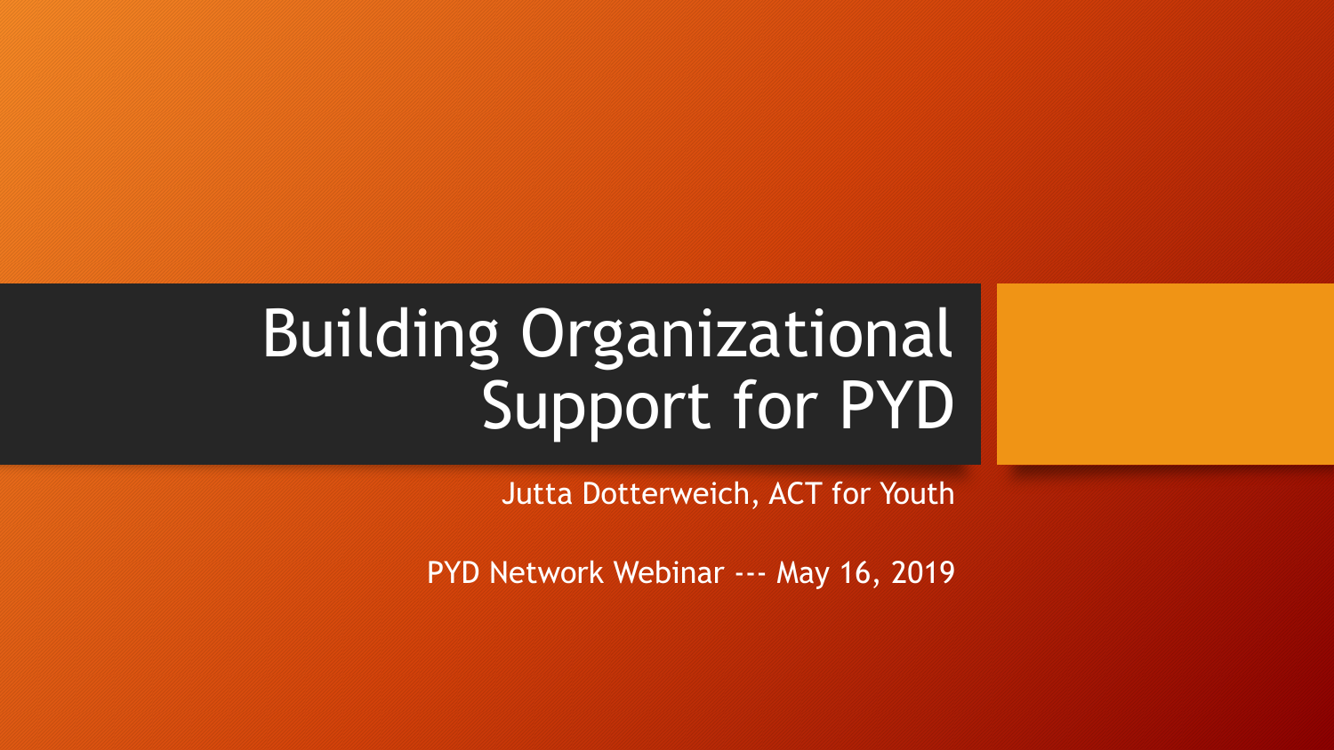# Building Organizational Support for PYD

Jutta Dotterweich, ACT for Youth

PYD Network Webinar --- May 16, 2019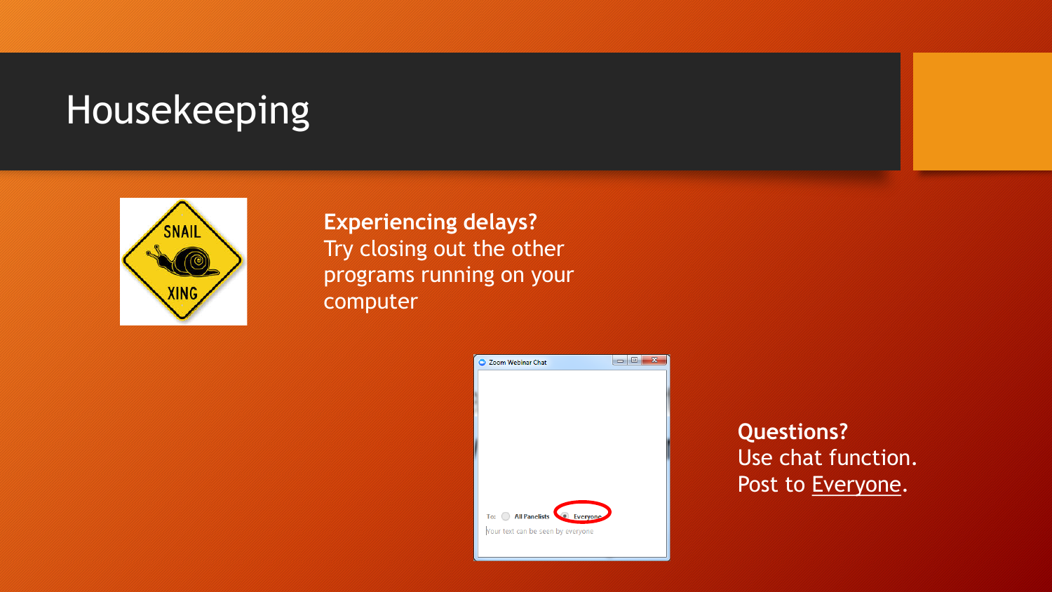# Housekeeping

**Experiencing delays?**
Try closing out the other programs running on your computer

**Questions?**
Use chat function.
Post to Everyone.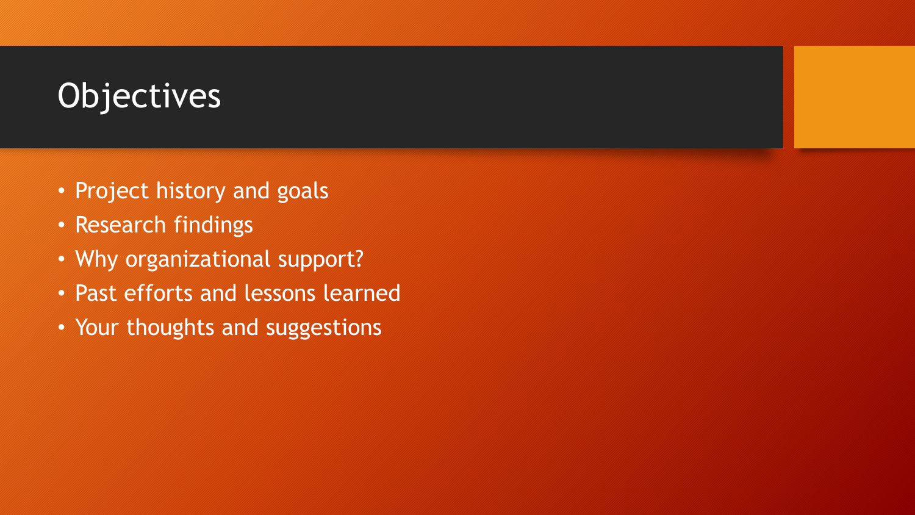# Objectives

- Project history and goals
- Research findings
- Why organizational support?
- Past efforts and lessons learned
- Your thoughts and suggestions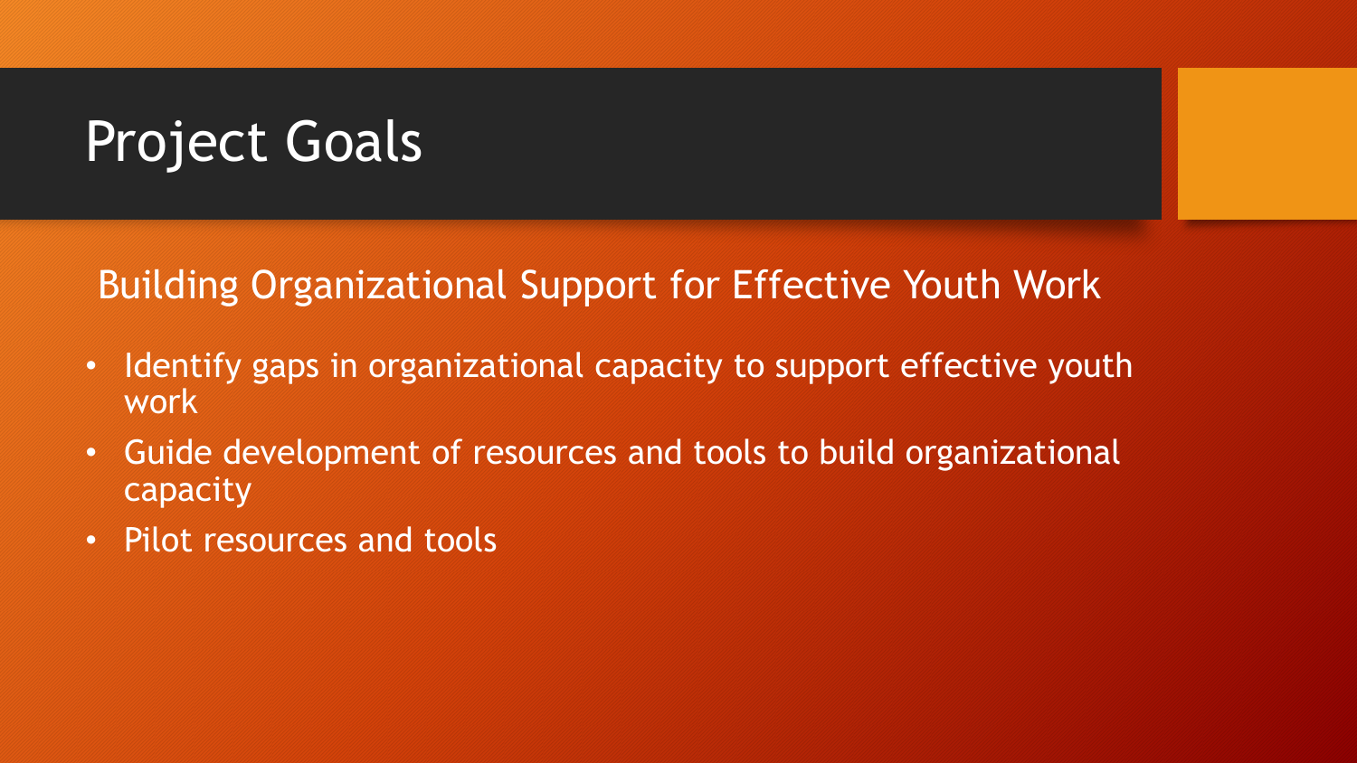# Project Goals

Building Organizational Support for Effective Youth Work

- Identify gaps in organizational capacity to support effective youth work
- Guide development of resources and tools to build organizational capacity
- Pilot resources and tools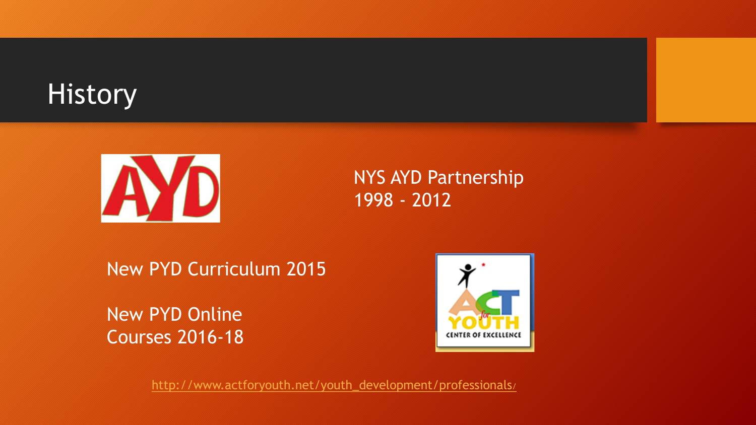# History

NYS AYD Partnership
1998 - 2012

New PYD Curriculum 2015

New PYD Online
Courses 2016-18

http://www.actforyouth.net/youth_development/professionals/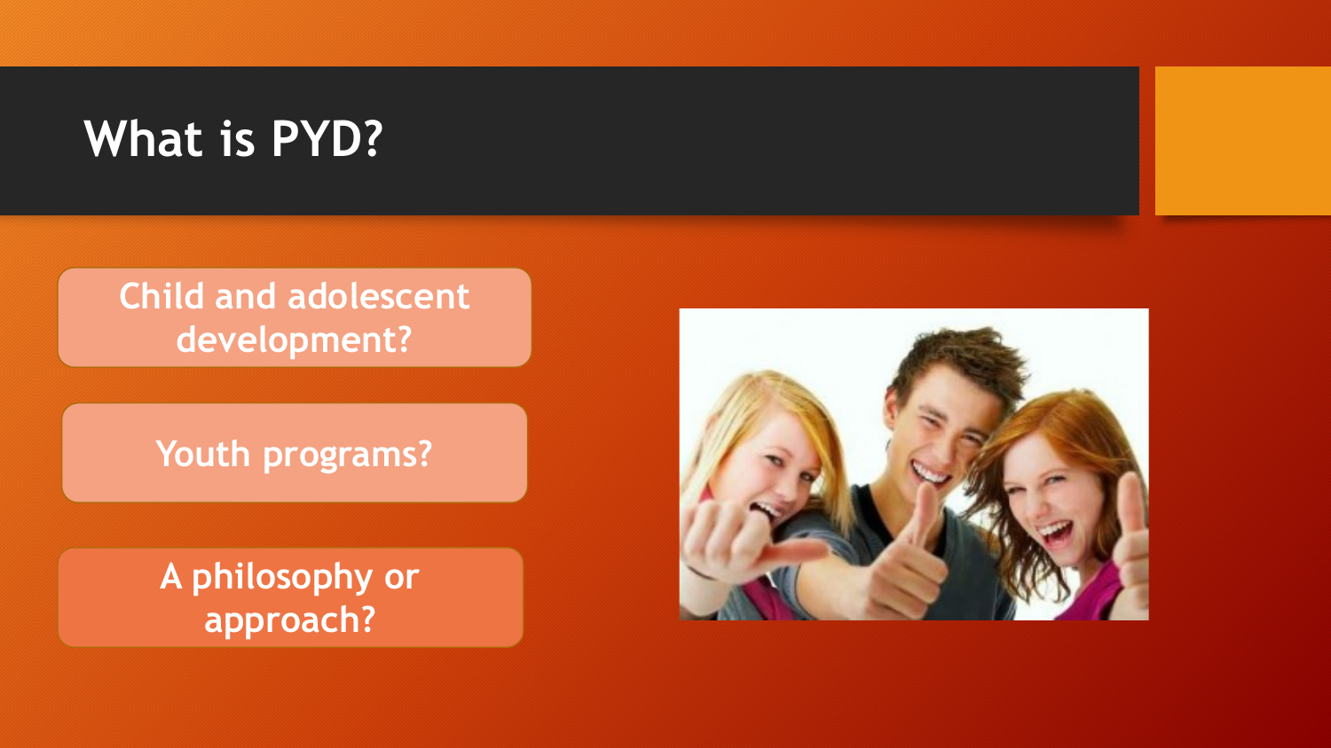# What is PYD?

- Child and adolescent development?
- Youth programs?
- A philosophy or approach?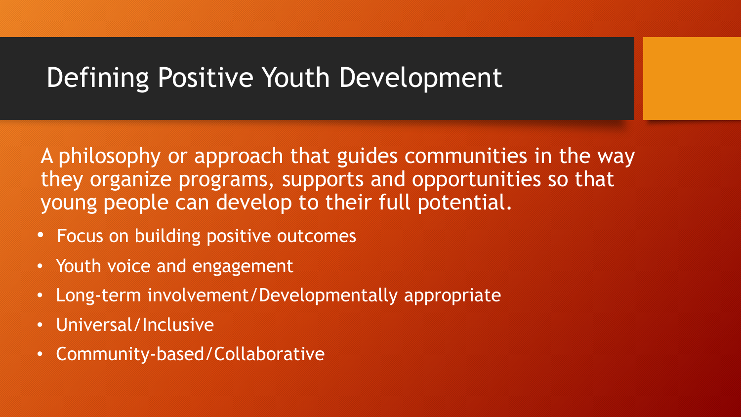# Defining Positive Youth Development

A philosophy or approach that guides communities in the way they organize programs, supports and opportunities so that young people can develop to their full potential.

- Focus on building positive outcomes
- Youth voice and engagement
- Long-term involvement/Developmentally appropriate
- Universal/Inclusive
- Community-based/Collaborative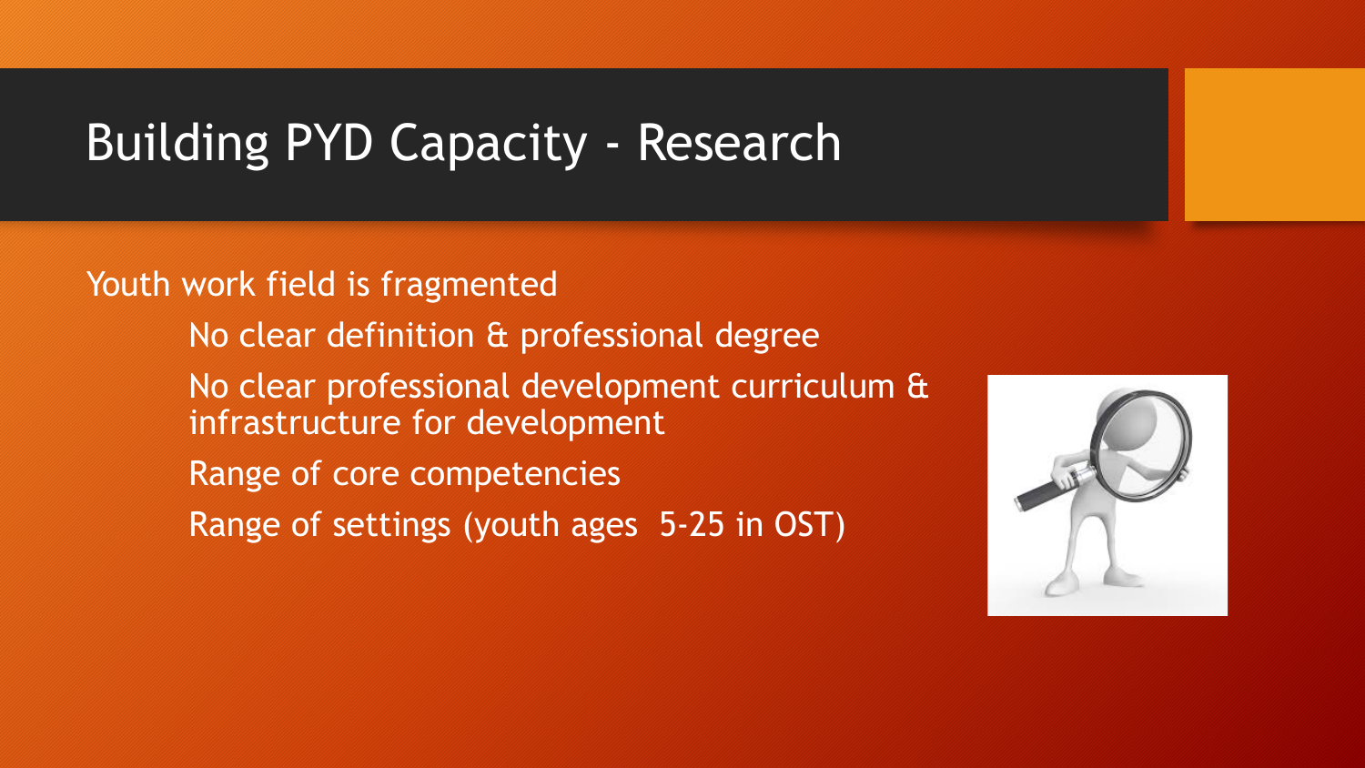# Building PYD Capacity - Research

Youth work field is fragmented

- No clear definition & professional degree
- No clear professional development curriculum & infrastructure for development
- Range of core competencies
- Range of settings (youth ages 5-25 in OST)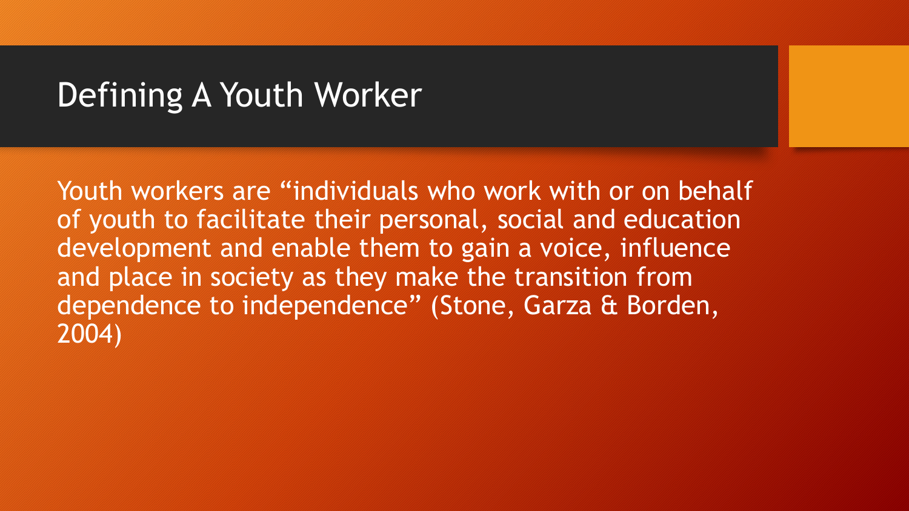# Defining A Youth Worker

Youth workers are "individuals who work with or on behalf of youth to facilitate their personal, social and education development and enable them to gain a voice, influence and place in society as they make the transition from dependence to independence" (Stone, Garza & Borden, 2004)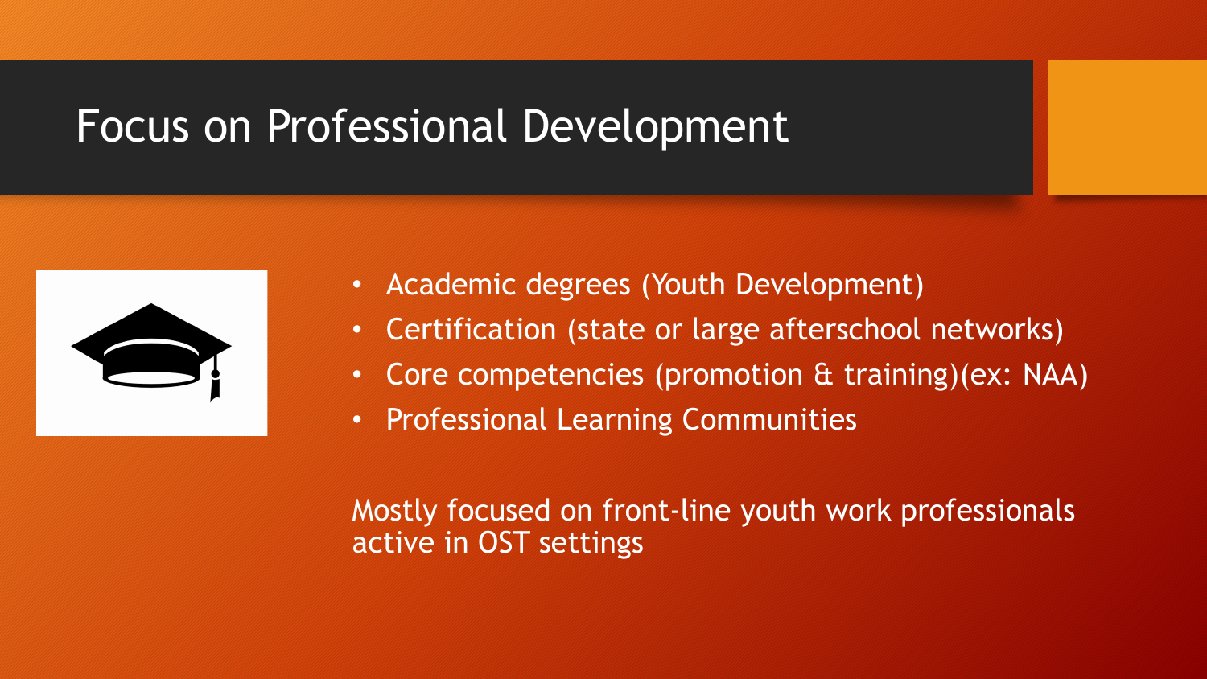# Focus on Professional Development

- Academic degrees (Youth Development)
- Certification (state or large afterschool networks)
- Core competencies (promotion & training)(ex: NAA)
- Professional Learning Communities

Mostly focused on front-line youth work professionals active in OST settings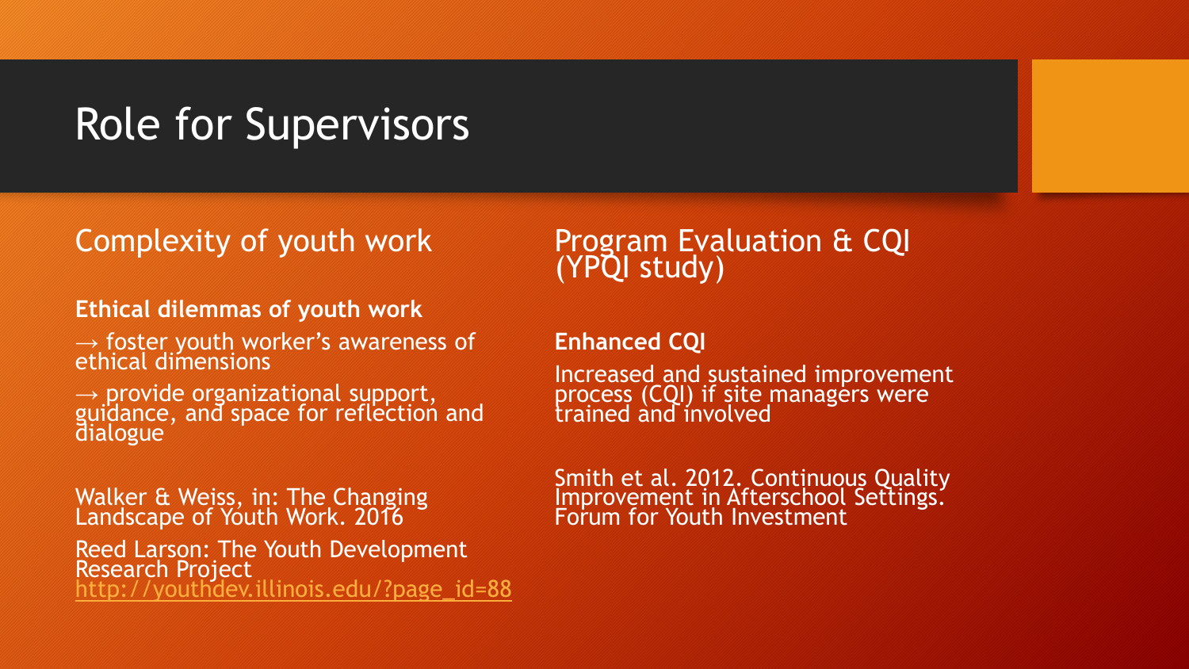# Role for Supervisors

## Complexity of youth work

**Ethical dilemmas of youth work**

→ foster youth worker's awareness of ethical dimensions

→ provide organizational support, guidance, and space for reflection and dialogue

Walker & Weiss, in: The Changing Landscape of Youth Work. 2016

Reed Larson: The Youth Development Research Project
http://youthdev.illinois.edu/?page_id=88

## Program Evaluation & CQI (YPQI study)

**Enhanced CQI**

Increased and sustained improvement process (CQI) if site managers were trained and involved

Smith et al. 2012. Continuous Quality Improvement in Afterschool Settings. Forum for Youth Investment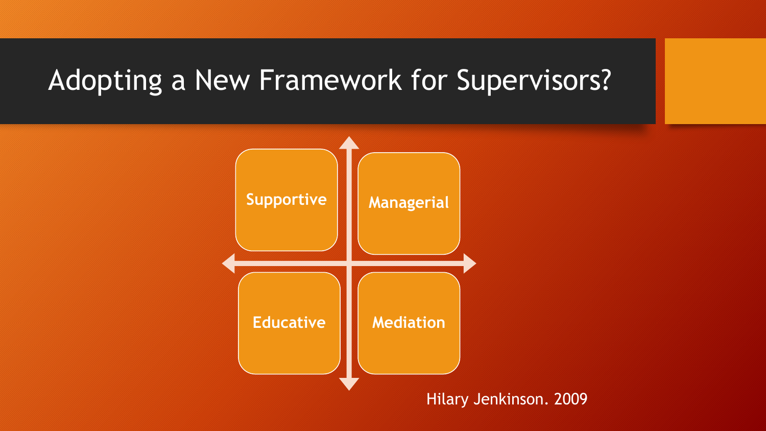# Adopting a New Framework for Supervisors?

| Supportive | Managerial |
| --- | --- |
| Educative | Mediation |

Hilary Jenkinson. 2009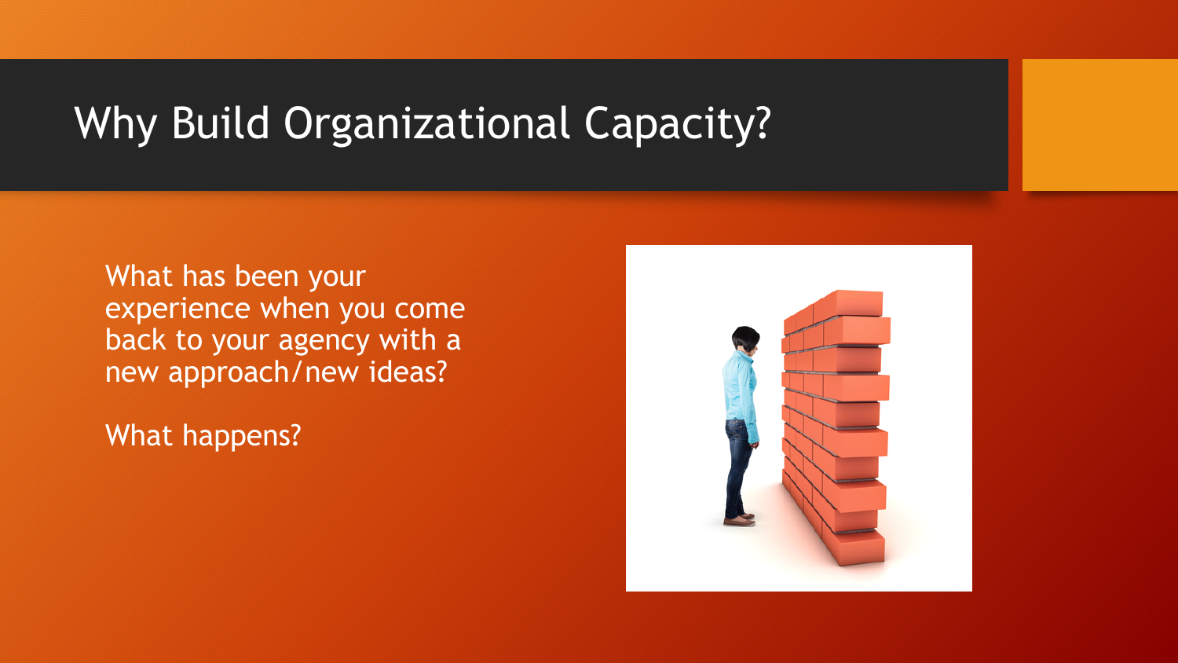# Why Build Organizational Capacity?

What has been your experience when you come back to your agency with a new approach/new ideas?

What happens?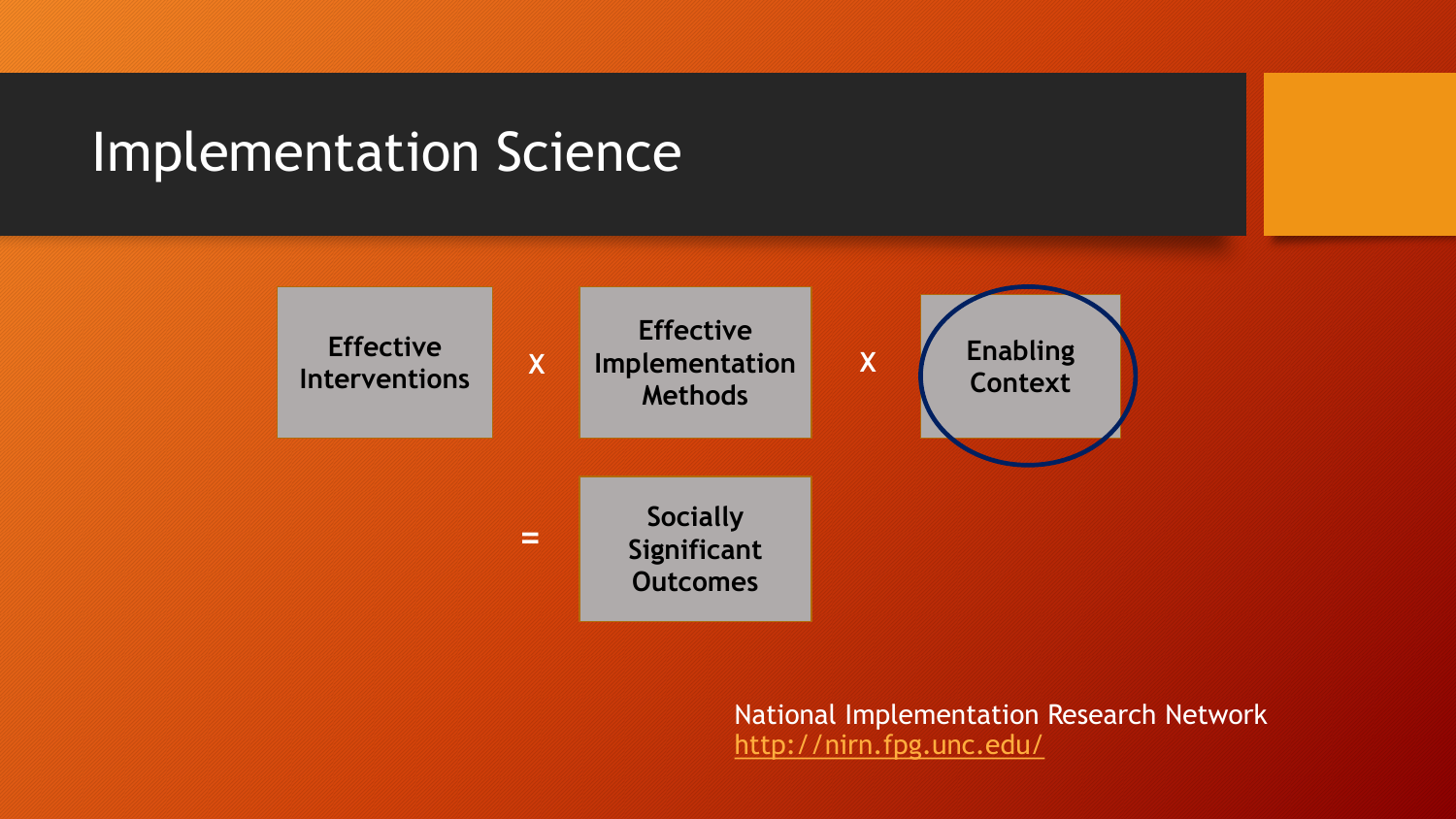# Implementation Science

Effective Interventions X Effective Implementation Methods X Enabling Context

= Socially Significant Outcomes

National Implementation Research Network
http://nirn.fpg.unc.edu/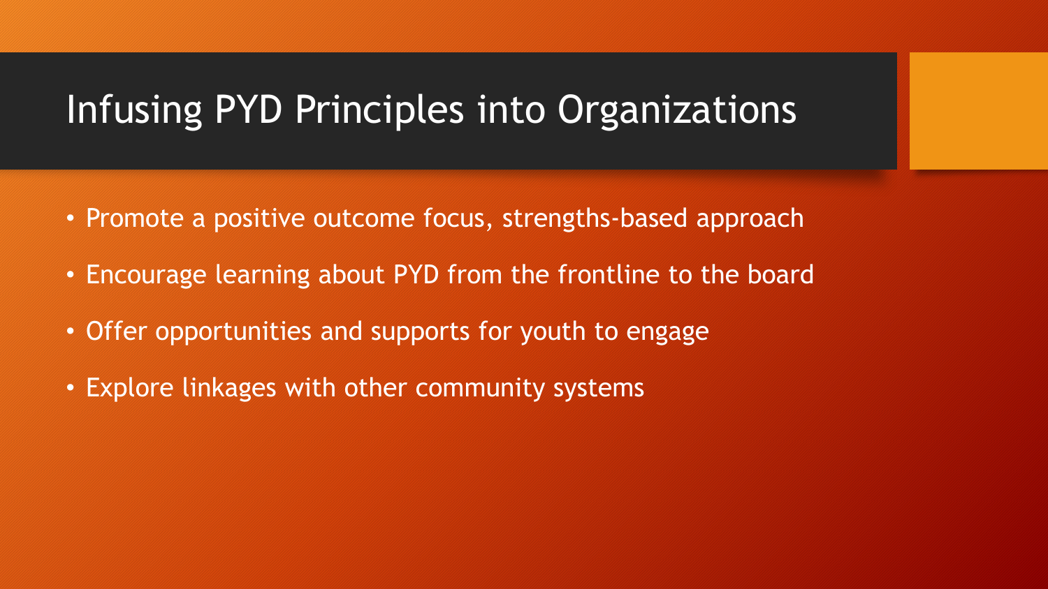# Infusing PYD Principles into Organizations

- Promote a positive outcome focus, strengths-based approach
- Encourage learning about PYD from the frontline to the board
- Offer opportunities and supports for youth to engage
- Explore linkages with other community systems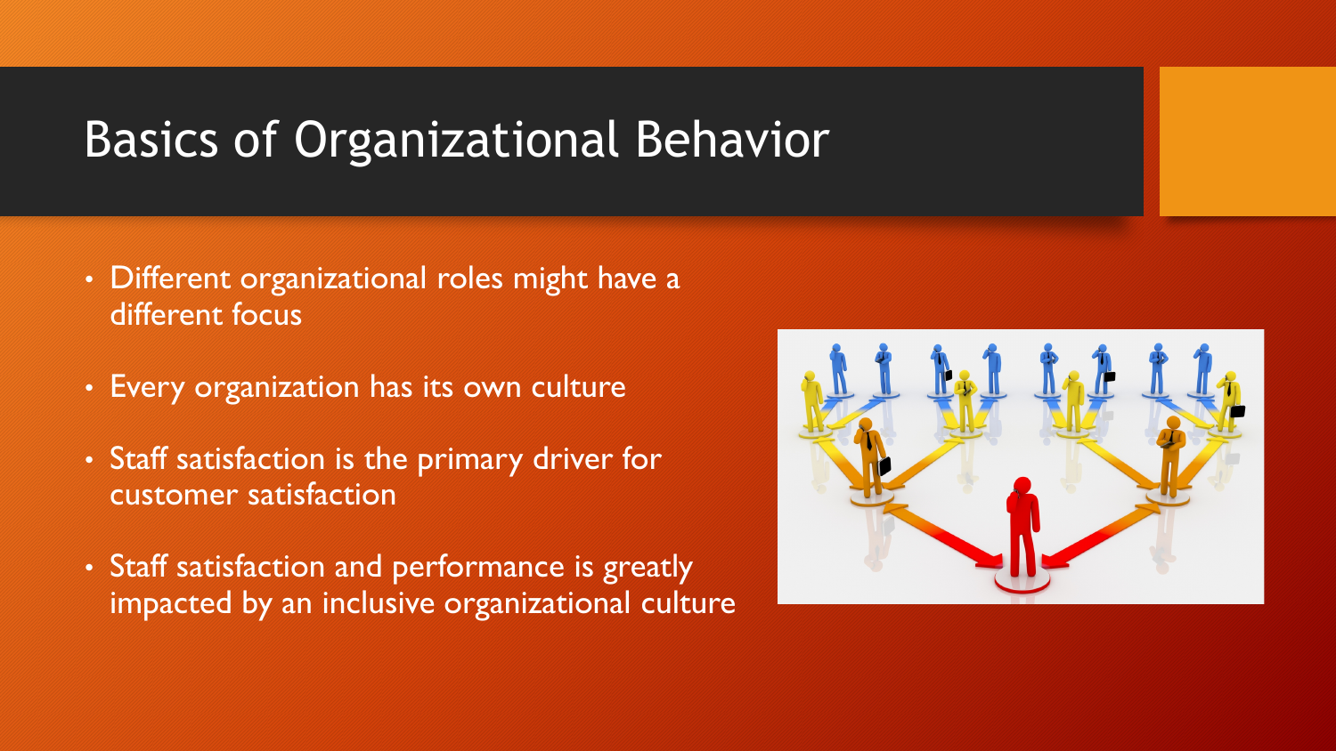# Basics of Organizational Behavior

- Different organizational roles might have a different focus
- Every organization has its own culture
- Staff satisfaction is the primary driver for customer satisfaction
- Staff satisfaction and performance is greatly impacted by an inclusive organizational culture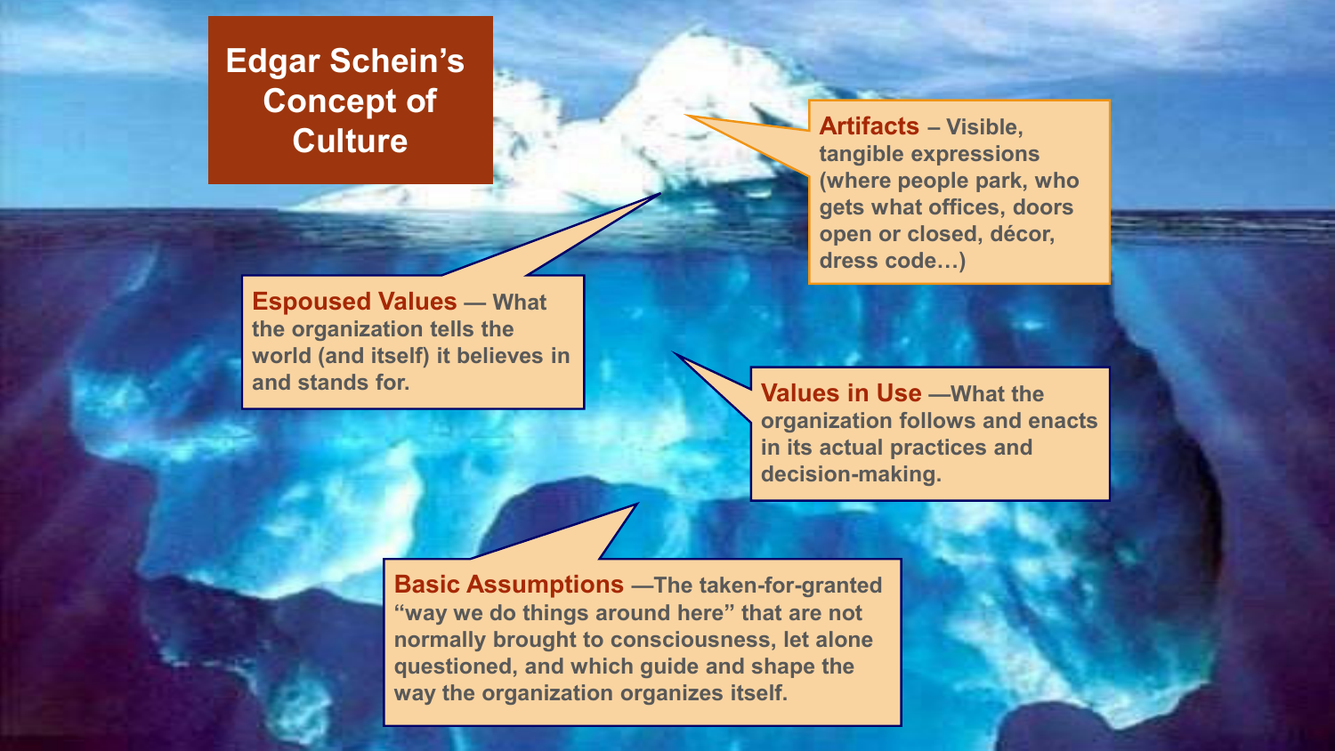# Edgar Schein's Concept of Culture

**Artifacts** – Visible, tangible expressions (where people park, who gets what offices, doors open or closed, décor, dress code…)

**Espoused Values** — What the organization tells the world (and itself) it believes in and stands for.

**Values in Use** —What the organization follows and enacts in its actual practices and decision-making.

**Basic Assumptions** —The taken-for-granted "way we do things around here" that are not normally brought to consciousness, let alone questioned, and which guide and shape the way the organization organizes itself.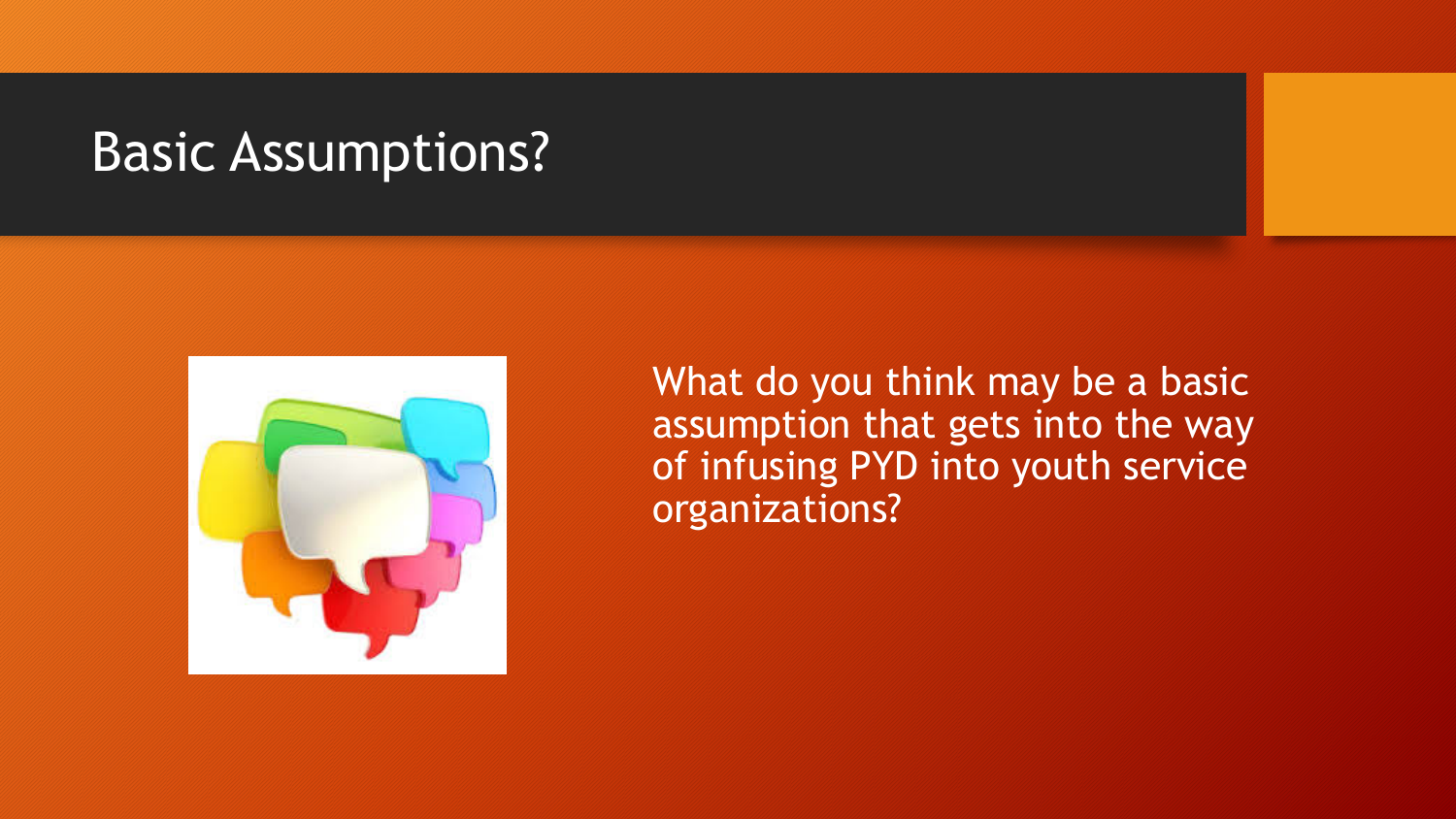# Basic Assumptions?

What do you think may be a basic assumption that gets into the way of infusing PYD into youth service organizations?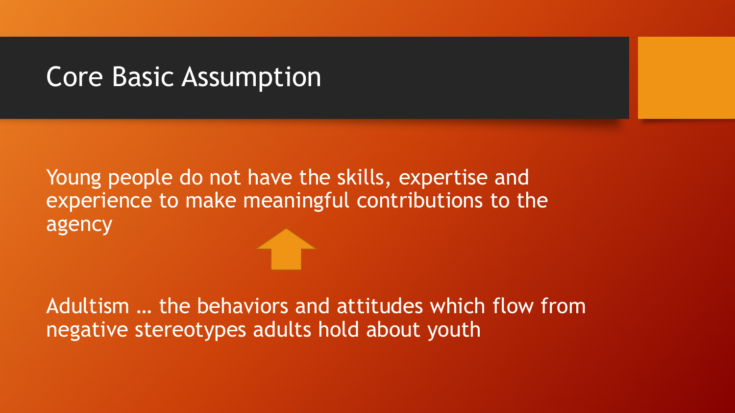# Core Basic Assumption

Young people do not have the skills, expertise and experience to make meaningful contributions to the agency

Adultism … the behaviors and attitudes which flow from negative stereotypes adults hold about youth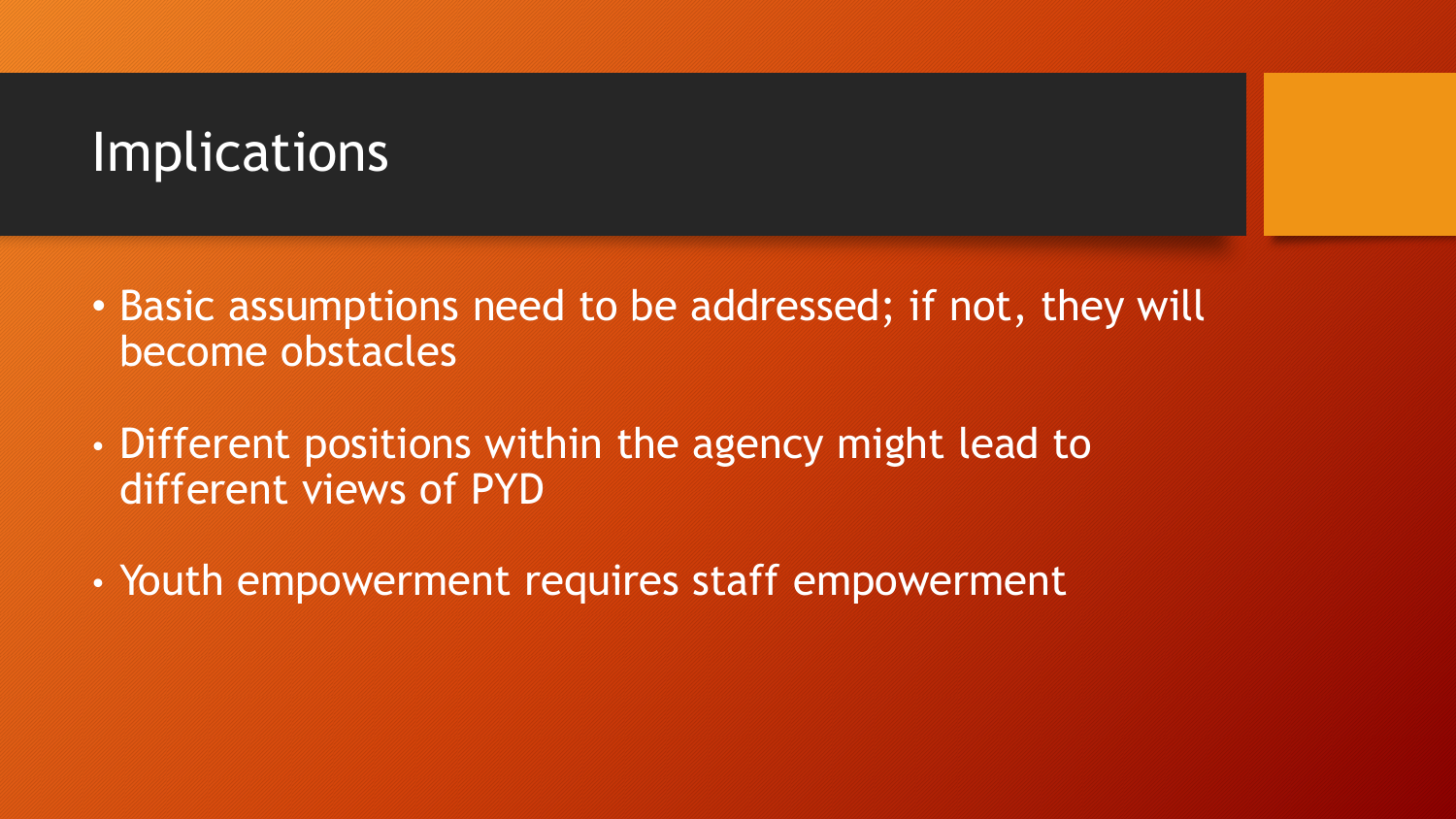# Implications

- Basic assumptions need to be addressed; if not, they will become obstacles
- Different positions within the agency might lead to different views of PYD
- Youth empowerment requires staff empowerment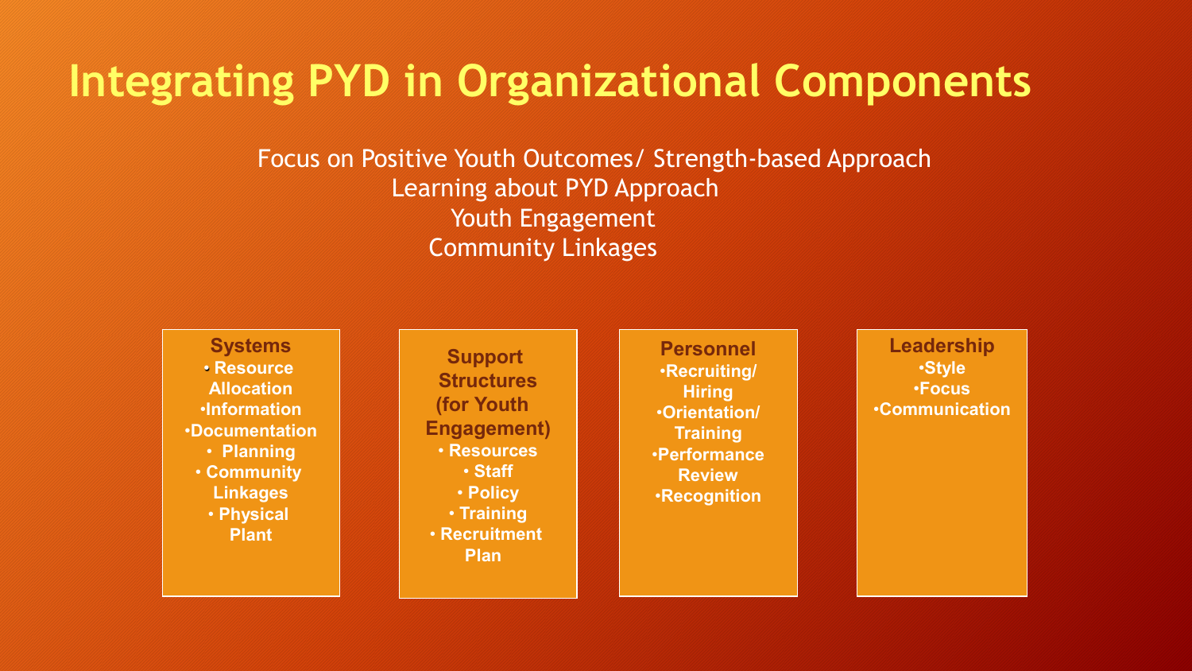# Integrating PYD in Organizational Components

Focus on Positive Youth Outcomes/ Strength-based Approach
Learning about PYD Approach
Youth Engagement
Community Linkages

**Systems**
- Resource Allocation
- Information
- Documentation
- Planning
- Community Linkages
- Physical Plant

**Support Structures (for Youth Engagement)**
- Resources
- Staff
- Policy
- Training
- Recruitment Plan

**Personnel**
- Recruiting/ Hiring
- Orientation/ Training
- Performance Review
- Recognition

**Leadership**
- Style
- Focus
- Communication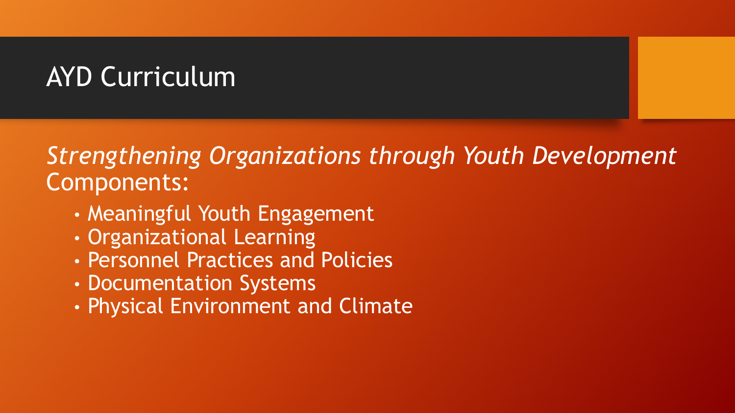# AYD Curriculum

*Strengthening Organizations through Youth Development* Components:

- Meaningful Youth Engagement
- Organizational Learning
- Personnel Practices and Policies
- Documentation Systems
- Physical Environment and Climate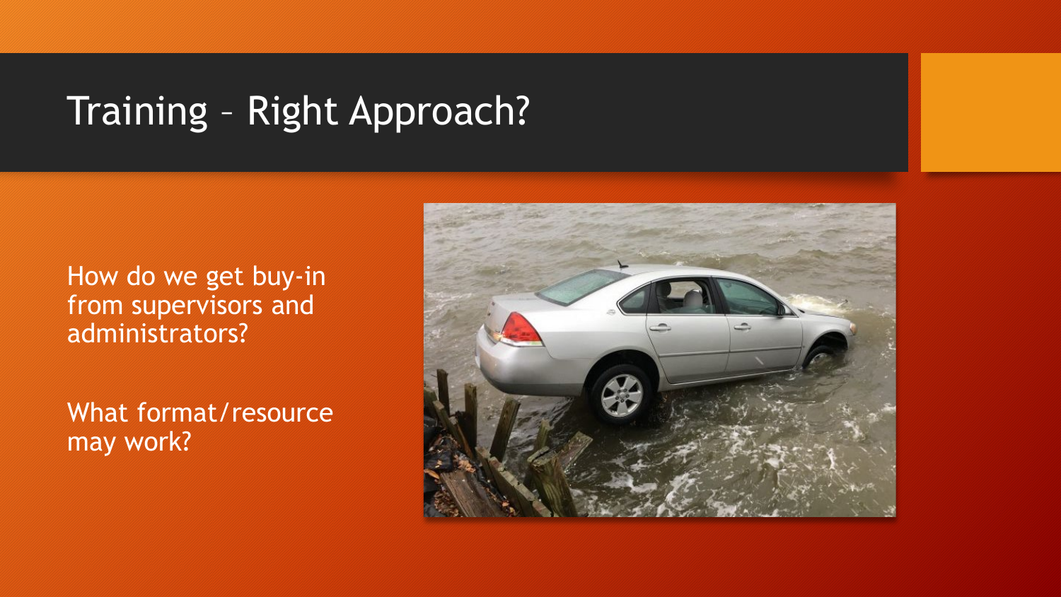# Training – Right Approach?

How do we get buy-in from supervisors and administrators?

What format/resource may work?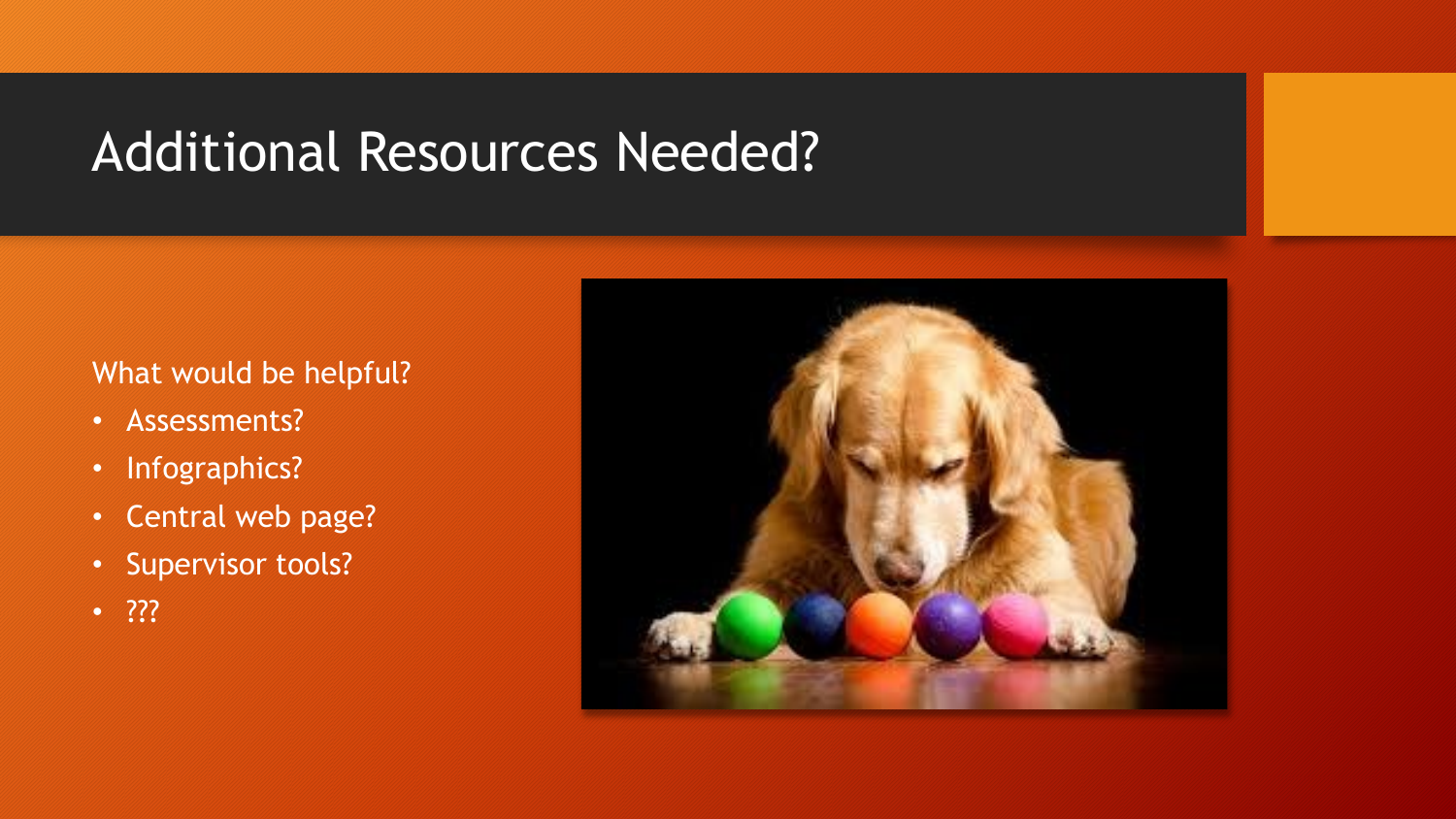# Additional Resources Needed?

What would be helpful?

- Assessments?
- Infographics?
- Central web page?
- Supervisor tools?
- ???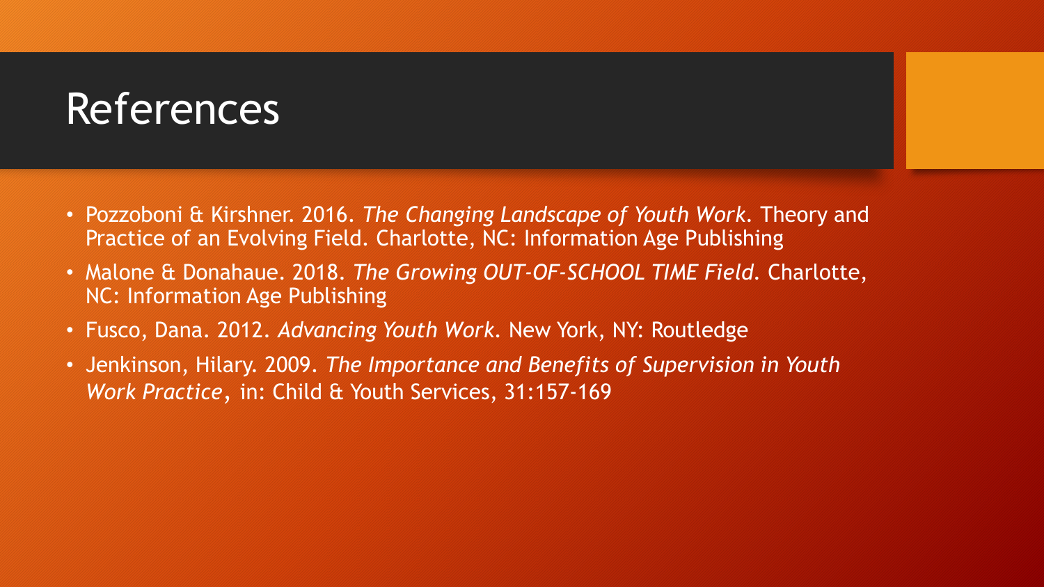# References

- Pozzoboni & Kirshner. 2016. *The Changing Landscape of Youth Work.* Theory and Practice of an Evolving Field. Charlotte, NC: Information Age Publishing
- Malone & Donahaue. 2018. *The Growing OUT-OF-SCHOOL TIME Field.* Charlotte, NC: Information Age Publishing
- Fusco, Dana. 2012. *Advancing Youth Work.* New York, NY: Routledge
- Jenkinson, Hilary. 2009. *The Importance and Benefits of Supervision in Youth Work Practice*, in: Child & Youth Services, 31:157-169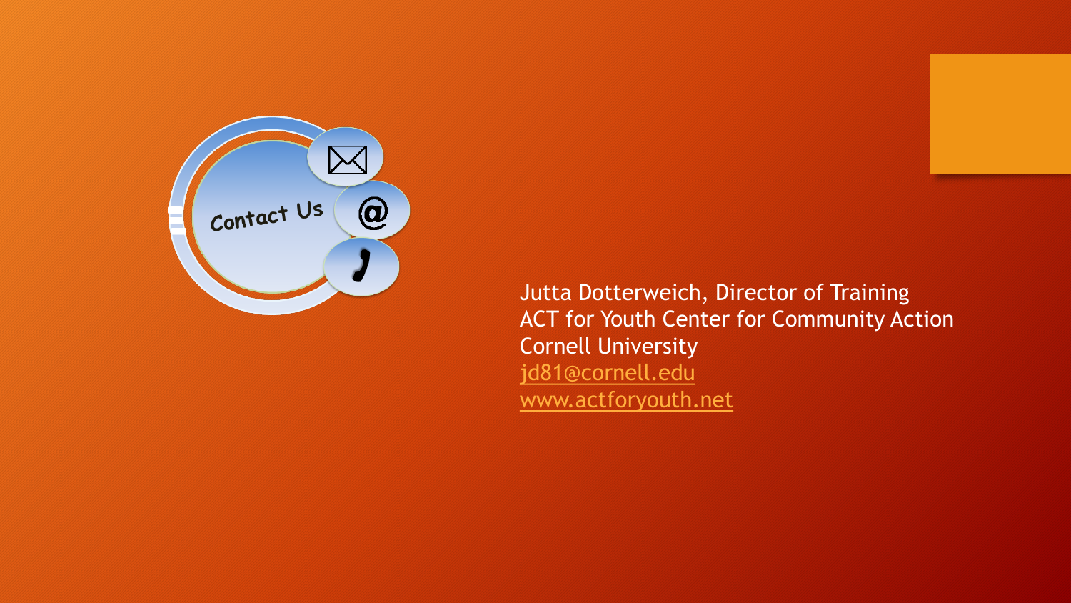Contact Us

Jutta Dotterweich, Director of Training
ACT for Youth Center for Community Action
Cornell University
jd81@cornell.edu
www.actforyouth.net